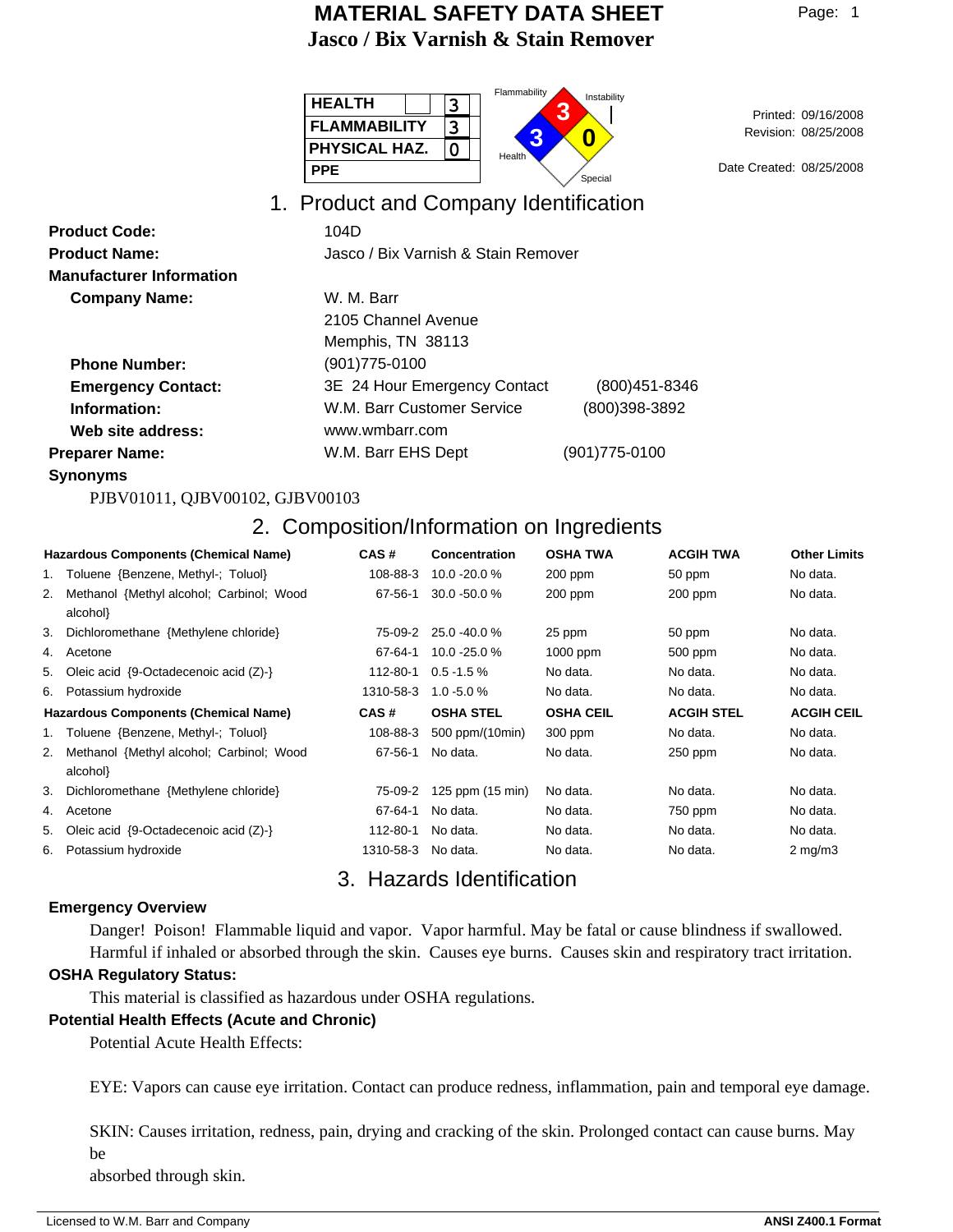# MATERIAL SAFETY DATA SHEET

## Jasco / Bix Varnish & Stain Remover

| HEALTH | 3 |
|---|---|
| FLAMMABILITY | 3 |
| PHYSICAL HAZ. | 0 |
| PPE | |

Flammability: 3, Instability: 0, Health: 3, Special

Printed: 09/16/2008
Revision: 08/25/2008

Date Created: 08/25/2008

## 1. Product and Company Identification

**Product Code:** 104D

**Product Name:** Jasco / Bix Varnish & Stain Remover

**Manufacturer Information**

**Company Name:** W. M. Barr
2105 Channel Avenue
Memphis, TN 38113

**Phone Number:** (901)775-0100

**Emergency Contact:** 3E 24 Hour Emergency Contact (800)451-8346

**Information:** W.M. Barr Customer Service (800)398-3892

**Web site address:** www.wmbarr.com

**Preparer Name:** W.M. Barr EHS Dept (901)775-0100

**Synonyms**

PJBV01011, QJBV00102, GJBV00103

## 2. Composition/Information on Ingredients

| Hazardous Components (Chemical Name) | CAS # | Concentration | OSHA TWA | ACGIH TWA | Other Limits |
|---|---|---|---|---|---|
| 1. Toluene {Benzene, Methyl-; Toluol} | 108-88-3 | 10.0 -20.0 % | 200 ppm | 50 ppm | No data. |
| 2. Methanol {Methyl alcohol; Carbinol; Wood alcohol} | 67-56-1 | 30.0 -50.0 % | 200 ppm | 200 ppm | No data. |
| 3. Dichloromethane {Methylene chloride} | 75-09-2 | 25.0 -40.0 % | 25 ppm | 50 ppm | No data. |
| 4. Acetone | 67-64-1 | 10.0 -25.0 % | 1000 ppm | 500 ppm | No data. |
| 5. Oleic acid {9-Octadecenoic acid (Z)-} | 112-80-1 | 0.5 -1.5 % | No data. | No data. | No data. |
| 6. Potassium hydroxide | 1310-58-3 | 1.0 -5.0 % | No data. | No data. | No data. |

| Hazardous Components (Chemical Name) | CAS # | OSHA STEL | OSHA CEIL | ACGIH STEL | ACGIH CEIL |
|---|---|---|---|---|---|
| 1. Toluene {Benzene, Methyl-; Toluol} | 108-88-3 | 500 ppm/(10min) | 300 ppm | No data. | No data. |
| 2. Methanol {Methyl alcohol; Carbinol; Wood alcohol} | 67-56-1 | No data. | No data. | 250 ppm | No data. |
| 3. Dichloromethane {Methylene chloride} | 75-09-2 | 125 ppm (15 min) | No data. | No data. | No data. |
| 4. Acetone | 67-64-1 | No data. | No data. | 750 ppm | No data. |
| 5. Oleic acid {9-Octadecenoic acid (Z)-} | 112-80-1 | No data. | No data. | No data. | No data. |
| 6. Potassium hydroxide | 1310-58-3 | No data. | No data. | No data. | 2 mg/m3 |

## 3. Hazards Identification

**Emergency Overview**

Danger! Poison! Flammable liquid and vapor. Vapor harmful. May be fatal or cause blindness if swallowed. Harmful if inhaled or absorbed through the skin. Causes eye burns. Causes skin and respiratory tract irritation.

**OSHA Regulatory Status:**

This material is classified as hazardous under OSHA regulations.

**Potential Health Effects (Acute and Chronic)**

Potential Acute Health Effects:

EYE: Vapors can cause eye irritation. Contact can produce redness, inflammation, pain and temporal eye damage.

SKIN: Causes irritation, redness, pain, drying and cracking of the skin. Prolonged contact can cause burns. May be
absorbed through skin.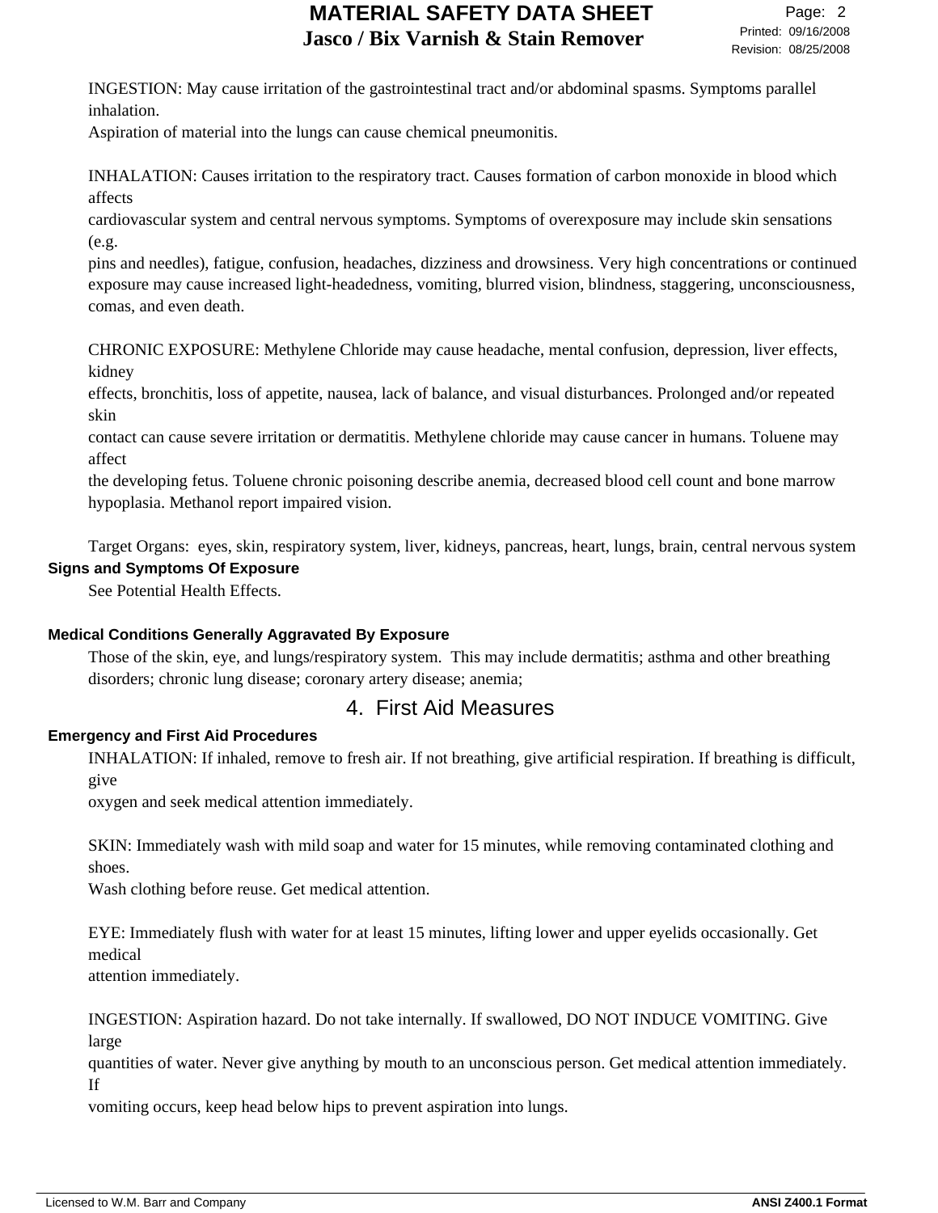INGESTION: May cause irritation of the gastrointestinal tract and/or abdominal spasms. Symptoms parallel inhalation.
Aspiration of material into the lungs can cause chemical pneumonitis.

INHALATION: Causes irritation to the respiratory tract. Causes formation of carbon monoxide in blood which affects cardiovascular system and central nervous symptoms. Symptoms of overexposure may include skin sensations (e.g. pins and needles), fatigue, confusion, headaches, dizziness and drowsiness. Very high concentrations or continued exposure may cause increased light-headedness, vomiting, blurred vision, blindness, staggering, unconsciousness, comas, and even death.

CHRONIC EXPOSURE: Methylene Chloride may cause headache, mental confusion, depression, liver effects, kidney effects, bronchitis, loss of appetite, nausea, lack of balance, and visual disturbances. Prolonged and/or repeated skin contact can cause severe irritation or dermatitis. Methylene chloride may cause cancer in humans. Toluene may affect the developing fetus. Toluene chronic poisoning describe anemia, decreased blood cell count and bone marrow hypoplasia. Methanol report impaired vision.

Target Organs: eyes, skin, respiratory system, liver, kidneys, pancreas, heart, lungs, brain, central nervous system

**Signs and Symptoms Of Exposure**

See Potential Health Effects.

**Medical Conditions Generally Aggravated By Exposure**

Those of the skin, eye, and lungs/respiratory system. This may include dermatitis; asthma and other breathing disorders; chronic lung disease; coronary artery disease; anemia;

## 4. First Aid Measures

**Emergency and First Aid Procedures**

INHALATION: If inhaled, remove to fresh air. If not breathing, give artificial respiration. If breathing is difficult, give oxygen and seek medical attention immediately.

SKIN: Immediately wash with mild soap and water for 15 minutes, while removing contaminated clothing and shoes.
Wash clothing before reuse. Get medical attention.

EYE: Immediately flush with water for at least 15 minutes, lifting lower and upper eyelids occasionally. Get medical attention immediately.

INGESTION: Aspiration hazard. Do not take internally. If swallowed, DO NOT INDUCE VOMITING. Give large quantities of water. Never give anything by mouth to an unconscious person. Get medical attention immediately. If vomiting occurs, keep head below hips to prevent aspiration into lungs.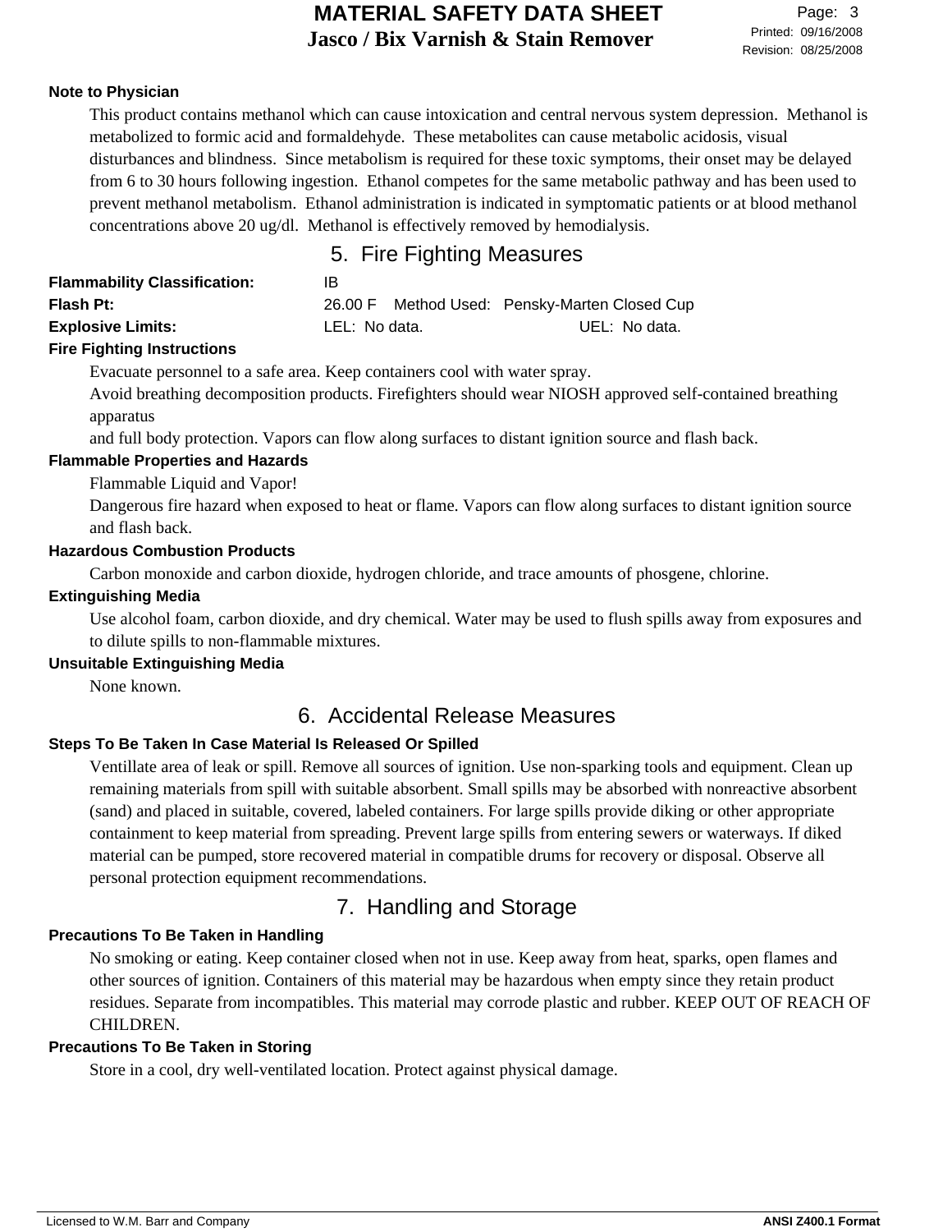**Note to Physician**

This product contains methanol which can cause intoxication and central nervous system depression. Methanol is metabolized to formic acid and formaldehyde. These metabolites can cause metabolic acidosis, visual disturbances and blindness. Since metabolism is required for these toxic symptoms, their onset may be delayed from 6 to 30 hours following ingestion. Ethanol competes for the same metabolic pathway and has been used to prevent methanol metabolism. Ethanol administration is indicated in symptomatic patients or at blood methanol concentrations above 20 ug/dl. Methanol is effectively removed by hemodialysis.

## 5. Fire Fighting Measures

**Flammability Classification:** IB

**Flash Pt:** 26.00 F  Method Used: Pensky-Marten Closed Cup

**Explosive Limits:** LEL: No data.  UEL: No data.

**Fire Fighting Instructions**

Evacuate personnel to a safe area. Keep containers cool with water spray.
Avoid breathing decomposition products. Firefighters should wear NIOSH approved self-contained breathing apparatus
and full body protection. Vapors can flow along surfaces to distant ignition source and flash back.

**Flammable Properties and Hazards**

Flammable Liquid and Vapor!
Dangerous fire hazard when exposed to heat or flame. Vapors can flow along surfaces to distant ignition source and flash back.

**Hazardous Combustion Products**

Carbon monoxide and carbon dioxide, hydrogen chloride, and trace amounts of phosgene, chlorine.

**Extinguishing Media**

Use alcohol foam, carbon dioxide, and dry chemical. Water may be used to flush spills away from exposures and to dilute spills to non-flammable mixtures.

**Unsuitable Extinguishing Media**

None known.

## 6. Accidental Release Measures

**Steps To Be Taken In Case Material Is Released Or Spilled**

Ventillate area of leak or spill. Remove all sources of ignition. Use non-sparking tools and equipment. Clean up remaining materials from spill with suitable absorbent. Small spills may be absorbed with nonreactive absorbent (sand) and placed in suitable, covered, labeled containers. For large spills provide diking or other appropriate containment to keep material from spreading. Prevent large spills from entering sewers or waterways. If diked material can be pumped, store recovered material in compatible drums for recovery or disposal. Observe all personal protection equipment recommendations.

## 7. Handling and Storage

**Precautions To Be Taken in Handling**

No smoking or eating. Keep container closed when not in use. Keep away from heat, sparks, open flames and other sources of ignition. Containers of this material may be hazardous when empty since they retain product residues. Separate from incompatibles. This material may corrode plastic and rubber. KEEP OUT OF REACH OF CHILDREN.

**Precautions To Be Taken in Storing**

Store in a cool, dry well-ventilated location. Protect against physical damage.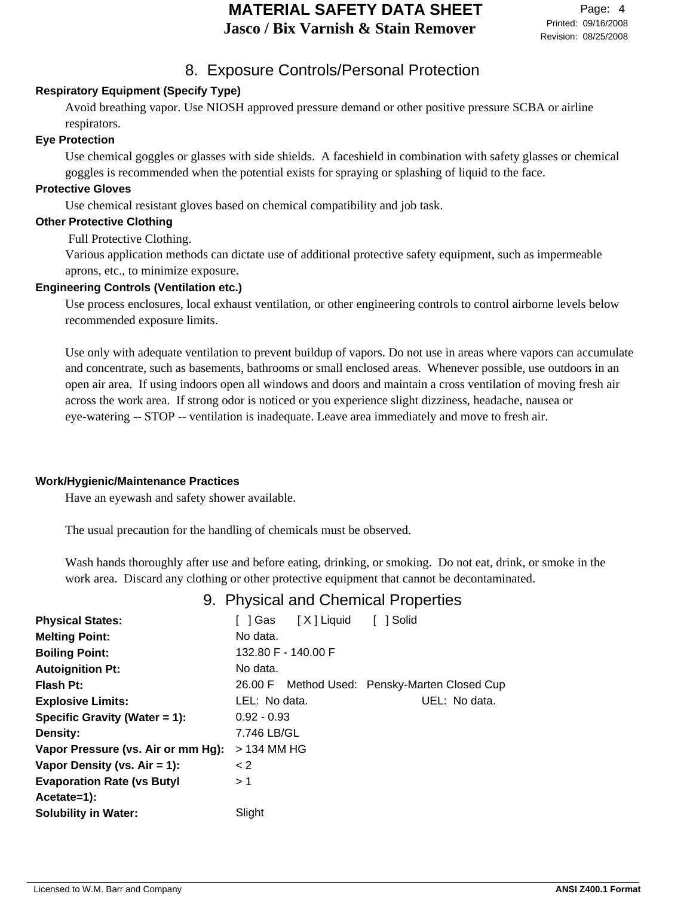## 8. Exposure Controls/Personal Protection

**Respiratory Equipment (Specify Type)**

Avoid breathing vapor. Use NIOSH approved pressure demand or other positive pressure SCBA or airline respirators.

**Eye Protection**

Use chemical goggles or glasses with side shields. A faceshield in combination with safety glasses or chemical goggles is recommended when the potential exists for spraying or splashing of liquid to the face.

**Protective Gloves**

Use chemical resistant gloves based on chemical compatibility and job task.

**Other Protective Clothing**

Full Protective Clothing.
Various application methods can dictate use of additional protective safety equipment, such as impermeable aprons, etc., to minimize exposure.

**Engineering Controls (Ventilation etc.)**

Use process enclosures, local exhaust ventilation, or other engineering controls to control airborne levels below recommended exposure limits.

Use only with adequate ventilation to prevent buildup of vapors. Do not use in areas where vapors can accumulate and concentrate, such as basements, bathrooms or small enclosed areas. Whenever possible, use outdoors in an open air area. If using indoors open all windows and doors and maintain a cross ventilation of moving fresh air across the work area. If strong odor is noticed or you experience slight dizziness, headache, nausea or eye-watering -- STOP -- ventilation is inadequate. Leave area immediately and move to fresh air.

**Work/Hygienic/Maintenance Practices**

Have an eyewash and safety shower available.

The usual precaution for the handling of chemicals must be observed.

Wash hands thoroughly after use and before eating, drinking, or smoking. Do not eat, drink, or smoke in the work area. Discard any clothing or other protective equipment that cannot be decontaminated.

## 9. Physical and Chemical Properties

| | |
|---|---|
| **Physical States:** | [ ] Gas [ X ] Liquid [ ] Solid |
| **Melting Point:** | No data. |
| **Boiling Point:** | 132.80 F - 140.00 F |
| **Autoignition Pt:** | No data. |
| **Flash Pt:** | 26.00 F Method Used: Pensky-Marten Closed Cup |
| **Explosive Limits:** | LEL: No data. UEL: No data. |
| **Specific Gravity (Water = 1):** | 0.92 - 0.93 |
| **Density:** | 7.746 LB/GL |
| **Vapor Pressure (vs. Air or mm Hg):** | > 134 MM HG |
| **Vapor Density (vs. Air = 1):** | < 2 |
| **Evaporation Rate (vs Butyl Acetate=1):** | > 1 |
| **Solubility in Water:** | Slight |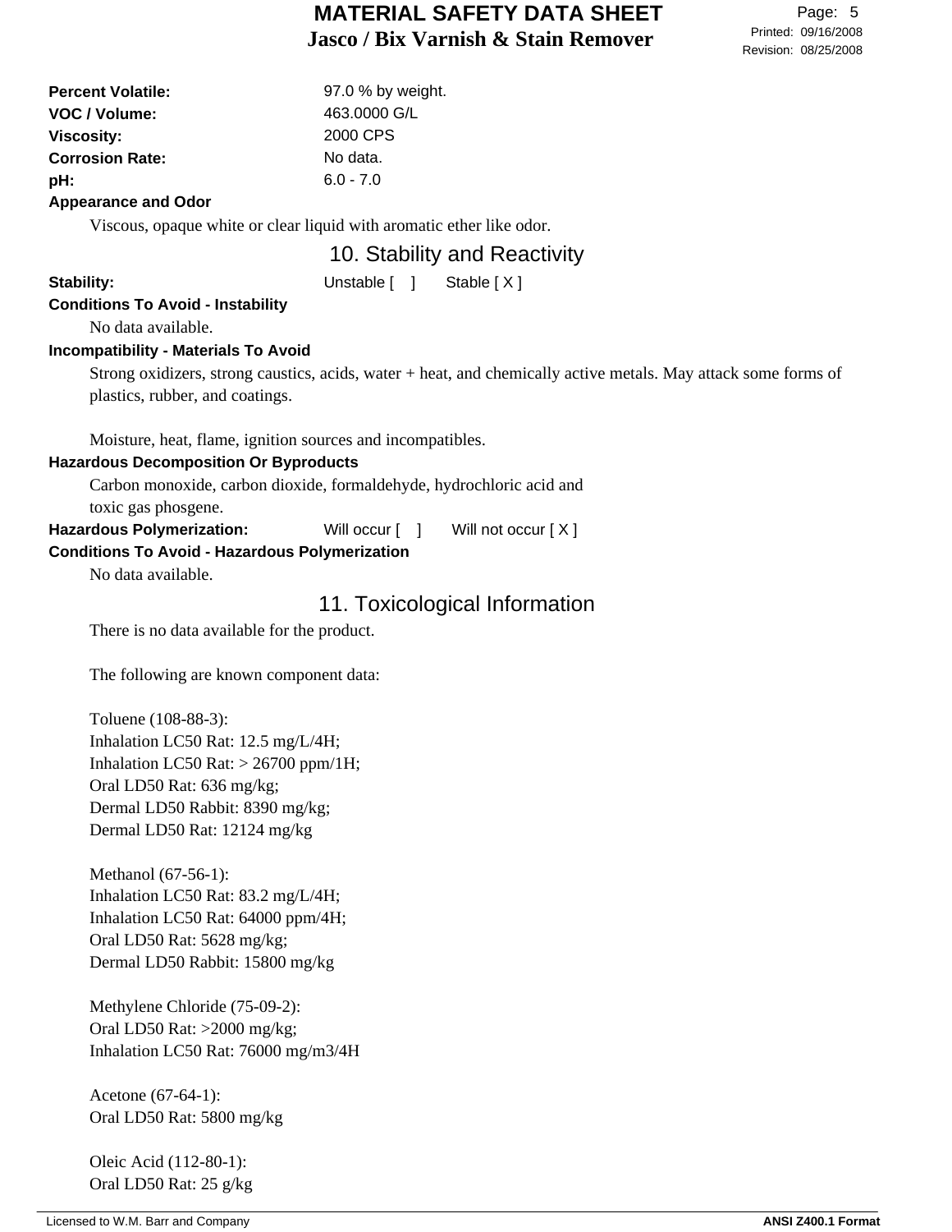**Percent Volatile:** 97.0 % by weight.
**VOC / Volume:** 463.0000 G/L
**Viscosity:** 2000 CPS
**Corrosion Rate:** No data.
**pH:** 6.0 - 7.0

**Appearance and Odor**

Viscous, opaque white or clear liquid with aromatic ether like odor.

## 10. Stability and Reactivity

**Stability:** Unstable [ ] Stable [ X ]

**Conditions To Avoid - Instability**

No data available.

**Incompatibility - Materials To Avoid**

Strong oxidizers, strong caustics, acids, water + heat, and chemically active metals. May attack some forms of plastics, rubber, and coatings.

Moisture, heat, flame, ignition sources and incompatibles.

**Hazardous Decomposition Or Byproducts**

Carbon monoxide, carbon dioxide, formaldehyde, hydrochloric acid and toxic gas phosgene.

**Hazardous Polymerization:** Will occur [ ] Will not occur [ X ]

**Conditions To Avoid - Hazardous Polymerization**

No data available.

## 11. Toxicological Information

There is no data available for the product.

The following are known component data:

Toluene (108-88-3):
Inhalation LC50 Rat: 12.5 mg/L/4H;
Inhalation LC50 Rat: > 26700 ppm/1H;
Oral LD50 Rat: 636 mg/kg;
Dermal LD50 Rabbit: 8390 mg/kg;
Dermal LD50 Rat: 12124 mg/kg

Methanol (67-56-1):
Inhalation LC50 Rat: 83.2 mg/L/4H;
Inhalation LC50 Rat: 64000 ppm/4H;
Oral LD50 Rat: 5628 mg/kg;
Dermal LD50 Rabbit: 15800 mg/kg

Methylene Chloride (75-09-2):
Oral LD50 Rat: >2000 mg/kg;
Inhalation LC50 Rat: 76000 mg/m3/4H

Acetone (67-64-1):
Oral LD50 Rat: 5800 mg/kg

Oleic Acid (112-80-1):
Oral LD50 Rat: 25 g/kg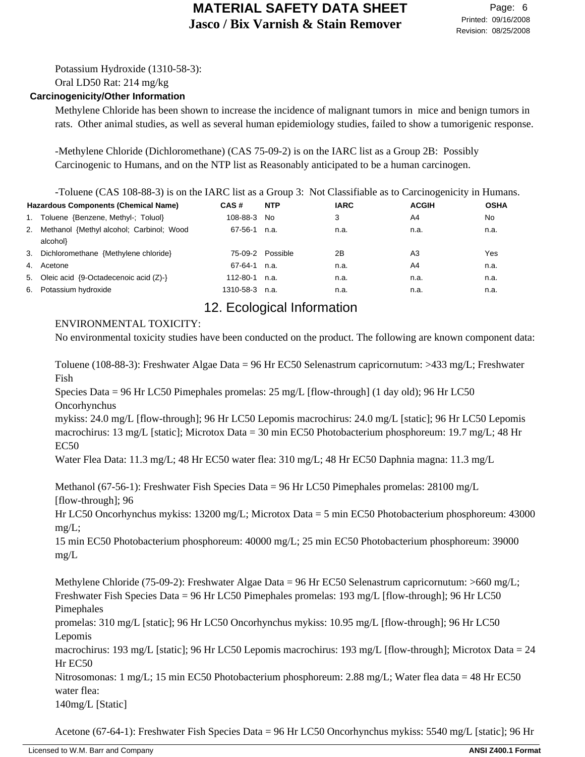Potassium Hydroxide (1310-58-3):
Oral LD50 Rat: 214 mg/kg

**Carcinogenicity/Other Information**

Methylene Chloride has been shown to increase the incidence of malignant tumors in mice and benign tumors in rats. Other animal studies, as well as several human epidemiology studies, failed to show a tumorigenic response.

-Methylene Chloride (Dichloromethane) (CAS 75-09-2) is on the IARC list as a Group 2B: Possibly Carcinogenic to Humans, and on the NTP list as Reasonably anticipated to be a human carcinogen.

-Toluene (CAS 108-88-3) is on the IARC list as a Group 3: Not Classifiable as to Carcinogenicity in Humans.

| Hazardous Components (Chemical Name) | CAS # | NTP | IARC | ACGIH | OSHA |
|---|---|---|---|---|---|
| 1. Toluene {Benzene, Methyl-; Toluol} | 108-88-3 | No | 3 | A4 | No |
| 2. Methanol {Methyl alcohol; Carbinol; Wood alcohol} | 67-56-1 | n.a. | n.a. | n.a. | n.a. |
| 3. Dichloromethane {Methylene chloride} | 75-09-2 | Possible | 2B | A3 | Yes |
| 4. Acetone | 67-64-1 | n.a. | n.a. | A4 | n.a. |
| 5. Oleic acid {9-Octadecenoic acid (Z)-} | 112-80-1 | n.a. | n.a. | n.a. | n.a. |
| 6. Potassium hydroxide | 1310-58-3 | n.a. | n.a. | n.a. | n.a. |

## 12. Ecological Information

ENVIRONMENTAL TOXICITY:
No environmental toxicity studies have been conducted on the product. The following are known component data:

Toluene (108-88-3): Freshwater Algae Data = 96 Hr EC50 Selenastrum capricornutum: >433 mg/L; Freshwater Fish
Species Data = 96 Hr LC50 Pimephales promelas: 25 mg/L [flow-through] (1 day old); 96 Hr LC50 Oncorhynchus
mykiss: 24.0 mg/L [flow-through]; 96 Hr LC50 Lepomis macrochirus: 24.0 mg/L [static]; 96 Hr LC50 Lepomis macrochirus: 13 mg/L [static]; Microtox Data = 30 min EC50 Photobacterium phosphoreum: 19.7 mg/L; 48 Hr EC50
Water Flea Data: 11.3 mg/L; 48 Hr EC50 water flea: 310 mg/L; 48 Hr EC50 Daphnia magna: 11.3 mg/L

Methanol (67-56-1): Freshwater Fish Species Data = 96 Hr LC50 Pimephales promelas: 28100 mg/L [flow-through]; 96
Hr LC50 Oncorhynchus mykiss: 13200 mg/L; Microtox Data = 5 min EC50 Photobacterium phosphoreum: 43000 mg/L;
15 min EC50 Photobacterium phosphoreum: 40000 mg/L; 25 min EC50 Photobacterium phosphoreum: 39000 mg/L

Methylene Chloride (75-09-2): Freshwater Algae Data = 96 Hr EC50 Selenastrum capricornutum: >660 mg/L; Freshwater Fish Species Data = 96 Hr LC50 Pimephales promelas: 193 mg/L [flow-through]; 96 Hr LC50 Pimephales
promelas: 310 mg/L [static]; 96 Hr LC50 Oncorhynchus mykiss: 10.95 mg/L [flow-through]; 96 Hr LC50 Lepomis
macrochirus: 193 mg/L [static]; 96 Hr LC50 Lepomis macrochirus: 193 mg/L [flow-through]; Microtox Data = 24 Hr EC50
Nitrosomonas: 1 mg/L; 15 min EC50 Photobacterium phosphoreum: 2.88 mg/L; Water flea data = 48 Hr EC50 water flea:
140mg/L [Static]

Acetone (67-64-1): Freshwater Fish Species Data = 96 Hr LC50 Oncorhynchus mykiss: 5540 mg/L [static]; 96 Hr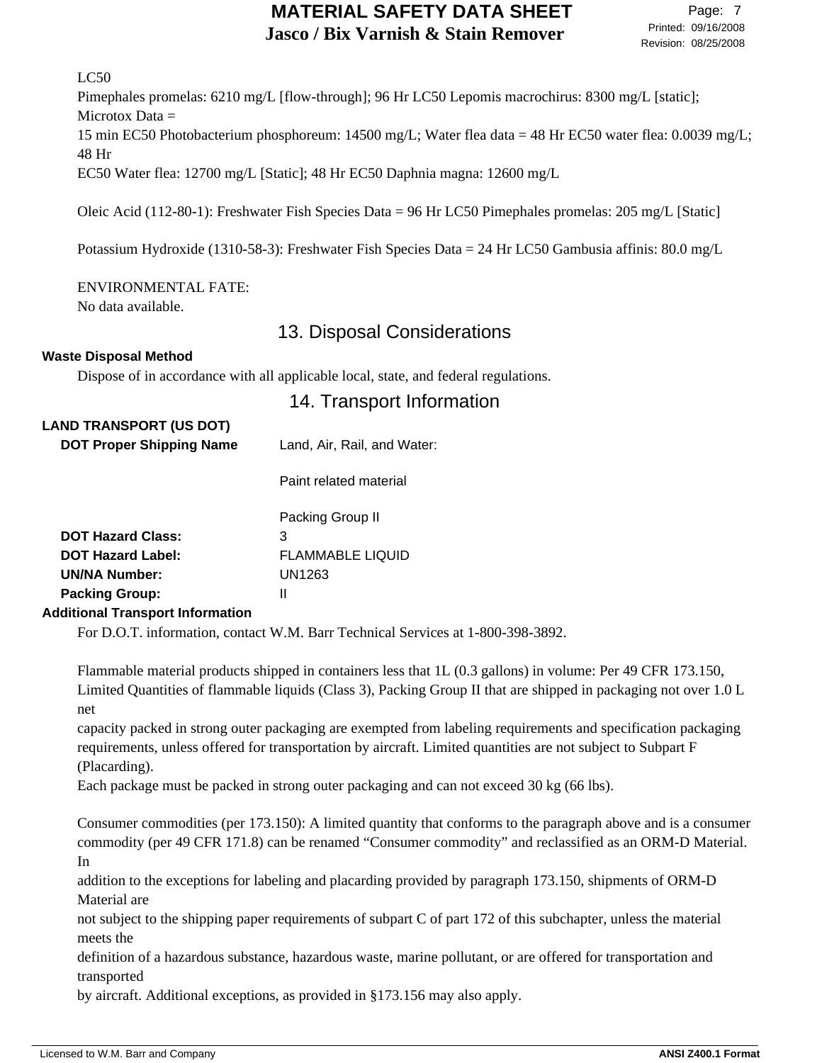LC50
Pimephales promelas: 6210 mg/L [flow-through]; 96 Hr LC50 Lepomis macrochirus: 8300 mg/L [static];
Microtox Data =
15 min EC50 Photobacterium phosphoreum: 14500 mg/L; Water flea data = 48 Hr EC50 water flea: 0.0039 mg/L; 48 Hr
EC50 Water flea: 12700 mg/L [Static]; 48 Hr EC50 Daphnia magna: 12600 mg/L

Oleic Acid (112-80-1): Freshwater Fish Species Data = 96 Hr LC50 Pimephales promelas: 205 mg/L [Static]

Potassium Hydroxide (1310-58-3): Freshwater Fish Species Data = 24 Hr LC50 Gambusia affinis: 80.0 mg/L

ENVIRONMENTAL FATE:
No data available.

## 13. Disposal Considerations

**Waste Disposal Method**

Dispose of in accordance with all applicable local, state, and federal regulations.

## 14. Transport Information

**LAND TRANSPORT (US DOT)**

**DOT Proper Shipping Name** Land, Air, Rail, and Water:

Paint related material

Packing Group II

**DOT Hazard Class:** 3

**DOT Hazard Label:** FLAMMABLE LIQUID

**UN/NA Number:** UN1263

**Packing Group:** II

**Additional Transport Information**

For D.O.T. information, contact W.M. Barr Technical Services at 1-800-398-3892.

Flammable material products shipped in containers less that 1L (0.3 gallons) in volume: Per 49 CFR 173.150, Limited Quantities of flammable liquids (Class 3), Packing Group II that are shipped in packaging not over 1.0 L net capacity packed in strong outer packaging are exempted from labeling requirements and specification packaging requirements, unless offered for transportation by aircraft. Limited quantities are not subject to Subpart F (Placarding).
Each package must be packed in strong outer packaging and can not exceed 30 kg (66 lbs).

Consumer commodities (per 173.150): A limited quantity that conforms to the paragraph above and is a consumer commodity (per 49 CFR 171.8) can be renamed "Consumer commodity" and reclassified as an ORM-D Material. In addition to the exceptions for labeling and placarding provided by paragraph 173.150, shipments of ORM-D Material are not subject to the shipping paper requirements of subpart C of part 172 of this subchapter, unless the material meets the definition of a hazardous substance, hazardous waste, marine pollutant, or are offered for transportation and transported by aircraft. Additional exceptions, as provided in §173.156 may also apply.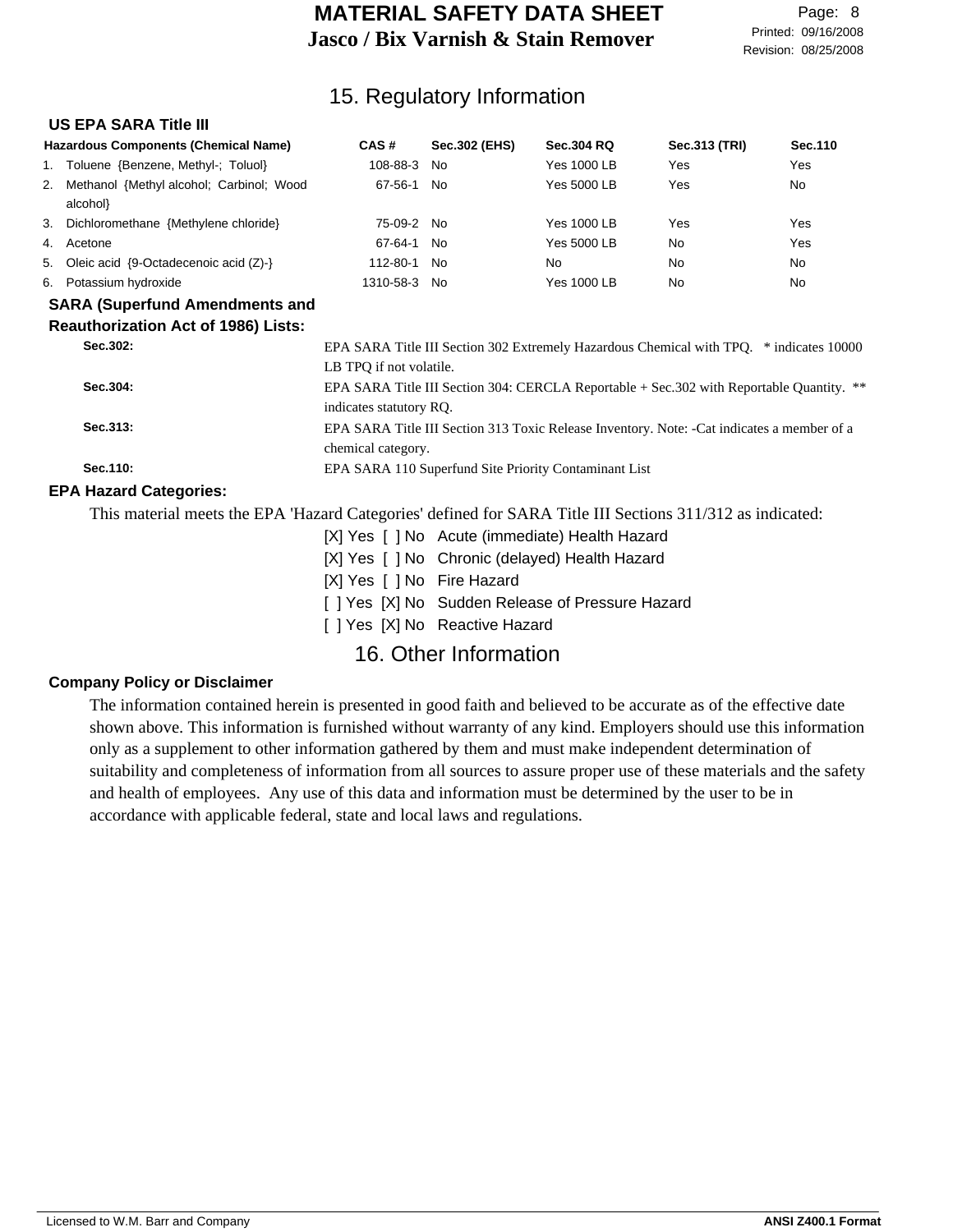## 15. Regulatory Information

### US EPA SARA Title III

| Hazardous Components (Chemical Name) | CAS # | Sec.302 (EHS) | Sec.304 RQ | Sec.313 (TRI) | Sec.110 |
|---|---|---|---|---|---|
| 1. Toluene {Benzene, Methyl-; Toluol} | 108-88-3 | No | Yes 1000 LB | Yes | Yes |
| 2. Methanol {Methyl alcohol; Carbinol; Wood alcohol} | 67-56-1 | No | Yes 5000 LB | Yes | No |
| 3. Dichloromethane {Methylene chloride} | 75-09-2 | No | Yes 1000 LB | Yes | Yes |
| 4. Acetone | 67-64-1 | No | Yes 5000 LB | No | Yes |
| 5. Oleic acid {9-Octadecenoic acid (Z)-} | 112-80-1 | No | No | No | No |
| 6. Potassium hydroxide | 1310-58-3 | No | Yes 1000 LB | No | No |

### SARA (Superfund Amendments and Reauthorization Act of 1986) Lists:

**Sec.302:** EPA SARA Title III Section 302 Extremely Hazardous Chemical with TPQ. * indicates 10000 LB TPQ if not volatile.

**Sec.304:** EPA SARA Title III Section 304: CERCLA Reportable + Sec.302 with Reportable Quantity. ** indicates statutory RQ.

**Sec.313:** EPA SARA Title III Section 313 Toxic Release Inventory. Note: -Cat indicates a member of a chemical category.

**Sec.110:** EPA SARA 110 Superfund Site Priority Contaminant List

### EPA Hazard Categories:

This material meets the EPA 'Hazard Categories' defined for SARA Title III Sections 311/312 as indicated:

[X] Yes [ ] No Acute (immediate) Health Hazard
[X] Yes [ ] No Chronic (delayed) Health Hazard
[X] Yes [ ] No Fire Hazard
[ ] Yes [X] No Sudden Release of Pressure Hazard
[ ] Yes [X] No Reactive Hazard

## 16. Other Information

### Company Policy or Disclaimer

The information contained herein is presented in good faith and believed to be accurate as of the effective date shown above. This information is furnished without warranty of any kind. Employers should use this information only as a supplement to other information gathered by them and must make independent determination of suitability and completeness of information from all sources to assure proper use of these materials and the safety and health of employees. Any use of this data and information must be determined by the user to be in accordance with applicable federal, state and local laws and regulations.